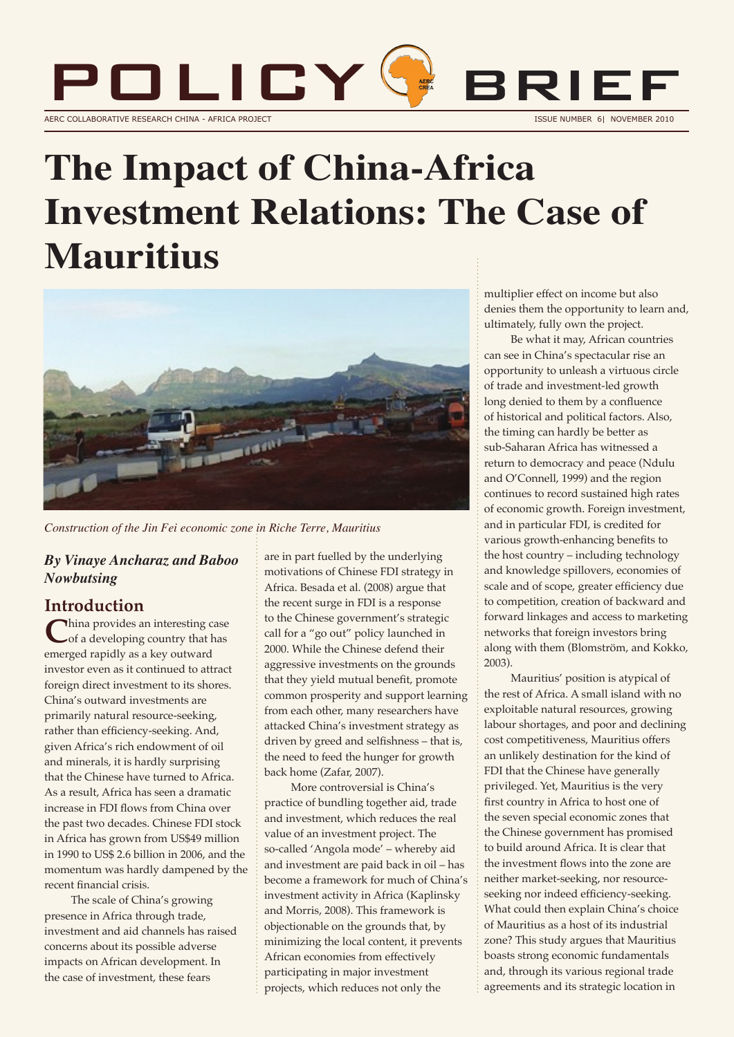# POLICY BRIEF

AERC COLLABORATIVE RESEARCH CHINA - AFRICA PROJECT

ISSUE NUMBER 6| NOVEMBER 2010

# The Impact of China-Africa Investment Relations: The Case of Mauritius

*Construction of the Jin Fei economic zone in Riche Terre, Mauritius*

***By Vinaye Ancharaz and Baboo Nowbutsing***

## Introduction

China provides an interesting case of a developing country that has emerged rapidly as a key outward investor even as it continued to attract foreign direct investment to its shores. China's outward investments are primarily natural resource-seeking, rather than efficiency-seeking. And, given Africa's rich endowment of oil and minerals, it is hardly surprising that the Chinese have turned to Africa. As a result, Africa has seen a dramatic increase in FDI flows from China over the past two decades. Chinese FDI stock in Africa has grown from US$49 million in 1990 to US$ 2.6 billion in 2006, and the momentum was hardly dampened by the recent financial crisis.

The scale of China's growing presence in Africa through trade, investment and aid channels has raised concerns about its possible adverse impacts on African development. In the case of investment, these fears are in part fuelled by the underlying motivations of Chinese FDI strategy in Africa. Besada et al. (2008) argue that the recent surge in FDI is a response to the Chinese government's strategic call for a "go out" policy launched in 2000. While the Chinese defend their aggressive investments on the grounds that they yield mutual benefit, promote common prosperity and support learning from each other, many researchers have attacked China's investment strategy as driven by greed and selfishness – that is, the need to feed the hunger for growth back home (Zafar, 2007).

More controversial is China's practice of bundling together aid, trade and investment, which reduces the real value of an investment project. The so-called 'Angola mode' – whereby aid and investment are paid back in oil – has become a framework for much of China's investment activity in Africa (Kaplinsky and Morris, 2008). This framework is objectionable on the grounds that, by minimizing the local content, it prevents African economies from effectively participating in major investment projects, which reduces not only the multiplier effect on income but also denies them the opportunity to learn and, ultimately, fully own the project.

Be what it may, African countries can see in China's spectacular rise an opportunity to unleash a virtuous circle of trade and investment-led growth long denied to them by a confluence of historical and political factors. Also, the timing can hardly be better as sub-Saharan Africa has witnessed a return to democracy and peace (Ndulu and O'Connell, 1999) and the region continues to record sustained high rates of economic growth. Foreign investment, and in particular FDI, is credited for various growth-enhancing benefits to the host country – including technology and knowledge spillovers, economies of scale and of scope, greater efficiency due to competition, creation of backward and forward linkages and access to marketing networks that foreign investors bring along with them (Blomström, and Kokko, 2003).

Mauritius' position is atypical of the rest of Africa. A small island with no exploitable natural resources, growing labour shortages, and poor and declining cost competitiveness, Mauritius offers an unlikely destination for the kind of FDI that the Chinese have generally privileged. Yet, Mauritius is the very first country in Africa to host one of the seven special economic zones that the Chinese government has promised to build around Africa. It is clear that the investment flows into the zone are neither market-seeking, nor resource-seeking nor indeed efficiency-seeking. What could then explain China's choice of Mauritius as a host of its industrial zone? This study argues that Mauritius boasts strong economic fundamentals and, through its various regional trade agreements and its strategic location in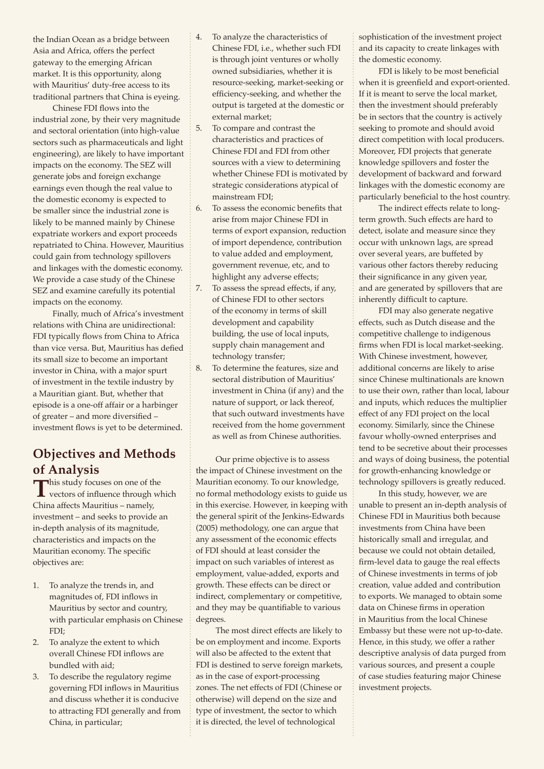the Indian Ocean as a bridge between Asia and Africa, offers the perfect gateway to the emerging African market. It is this opportunity, along with Mauritius' duty-free access to its traditional partners that China is eyeing.

Chinese FDI flows into the industrial zone, by their very magnitude and sectoral orientation (into high-value sectors such as pharmaceuticals and light engineering), are likely to have important impacts on the economy. The SEZ will generate jobs and foreign exchange earnings even though the real value to the domestic economy is expected to be smaller since the industrial zone is likely to be manned mainly by Chinese expatriate workers and export proceeds repatriated to China. However, Mauritius could gain from technology spillovers and linkages with the domestic economy. We provide a case study of the Chinese SEZ and examine carefully its potential impacts on the economy.

Finally, much of Africa's investment relations with China are unidirectional: FDI typically flows from China to Africa than vice versa. But, Mauritius has defied its small size to become an important investor in China, with a major spurt of investment in the textile industry by a Mauritian giant. But, whether that episode is a one-off affair or a harbinger of greater – and more diversified – investment flows is yet to be determined.

## Objectives and Methods of Analysis

This study focuses on one of the vectors of influence through which China affects Mauritius – namely, investment – and seeks to provide an in-depth analysis of its magnitude, characteristics and impacts on the Mauritian economy. The specific objectives are:

1. To analyze the trends in, and magnitudes of, FDI inflows in Mauritius by sector and country, with particular emphasis on Chinese FDI;
2. To analyze the extent to which overall Chinese FDI inflows are bundled with aid;
3. To describe the regulatory regime governing FDI inflows in Mauritius and discuss whether it is conducive to attracting FDI generally and from China, in particular;
4. To analyze the characteristics of Chinese FDI, i.e., whether such FDI is through joint ventures or wholly owned subsidiaries, whether it is resource-seeking, market-seeking or efficiency-seeking, and whether the output is targeted at the domestic or external market;
5. To compare and contrast the characteristics and practices of Chinese FDI and FDI from other sources with a view to determining whether Chinese FDI is motivated by strategic considerations atypical of mainstream FDI;
6. To assess the economic benefits that arise from major Chinese FDI in terms of export expansion, reduction of import dependence, contribution to value added and employment, government revenue, etc, and to highlight any adverse effects;
7. To assess the spread effects, if any, of Chinese FDI to other sectors of the economy in terms of skill development and capability building, the use of local inputs, supply chain management and technology transfer;
8. To determine the features, size and sectoral distribution of Mauritius' investment in China (if any) and the nature of support, or lack thereof, that such outward investments have received from the home government as well as from Chinese authorities.

Our prime objective is to assess the impact of Chinese investment on the Mauritian economy. To our knowledge, no formal methodology exists to guide us in this exercise. However, in keeping with the general spirit of the Jenkins-Edwards (2005) methodology, one can argue that any assessment of the economic effects of FDI should at least consider the impact on such variables of interest as employment, value-added, exports and growth. These effects can be direct or indirect, complementary or competitive, and they may be quantifiable to various degrees.

The most direct effects are likely to be on employment and income. Exports will also be affected to the extent that FDI is destined to serve foreign markets, as in the case of export-processing zones. The net effects of FDI (Chinese or otherwise) will depend on the size and type of investment, the sector to which it is directed, the level of technological sophistication of the investment project and its capacity to create linkages with the domestic economy.

FDI is likely to be most beneficial when it is greenfield and export-oriented. If it is meant to serve the local market, then the investment should preferably be in sectors that the country is actively seeking to promote and should avoid direct competition with local producers. Moreover, FDI projects that generate knowledge spillovers and foster the development of backward and forward linkages with the domestic economy are particularly beneficial to the host country.

The indirect effects relate to long-term growth. Such effects are hard to detect, isolate and measure since they occur with unknown lags, are spread over several years, are buffeted by various other factors thereby reducing their significance in any given year, and are generated by spillovers that are inherently difficult to capture.

FDI may also generate negative effects, such as Dutch disease and the competitive challenge to indigenous firms when FDI is local market-seeking. With Chinese investment, however, additional concerns are likely to arise since Chinese multinationals are known to use their own, rather than local, labour and inputs, which reduces the multiplier effect of any FDI project on the local economy. Similarly, since the Chinese favour wholly-owned enterprises and tend to be secretive about their processes and ways of doing business, the potential for growth-enhancing knowledge or technology spillovers is greatly reduced.

In this study, however, we are unable to present an in-depth analysis of Chinese FDI in Mauritius both because investments from China have been historically small and irregular, and because we could not obtain detailed, firm-level data to gauge the real effects of Chinese investments in terms of job creation, value added and contribution to exports. We managed to obtain some data on Chinese firms in operation in Mauritius from the local Chinese Embassy but these were not up-to-date. Hence, in this study, we offer a rather descriptive analysis of data purged from various sources, and present a couple of case studies featuring major Chinese investment projects.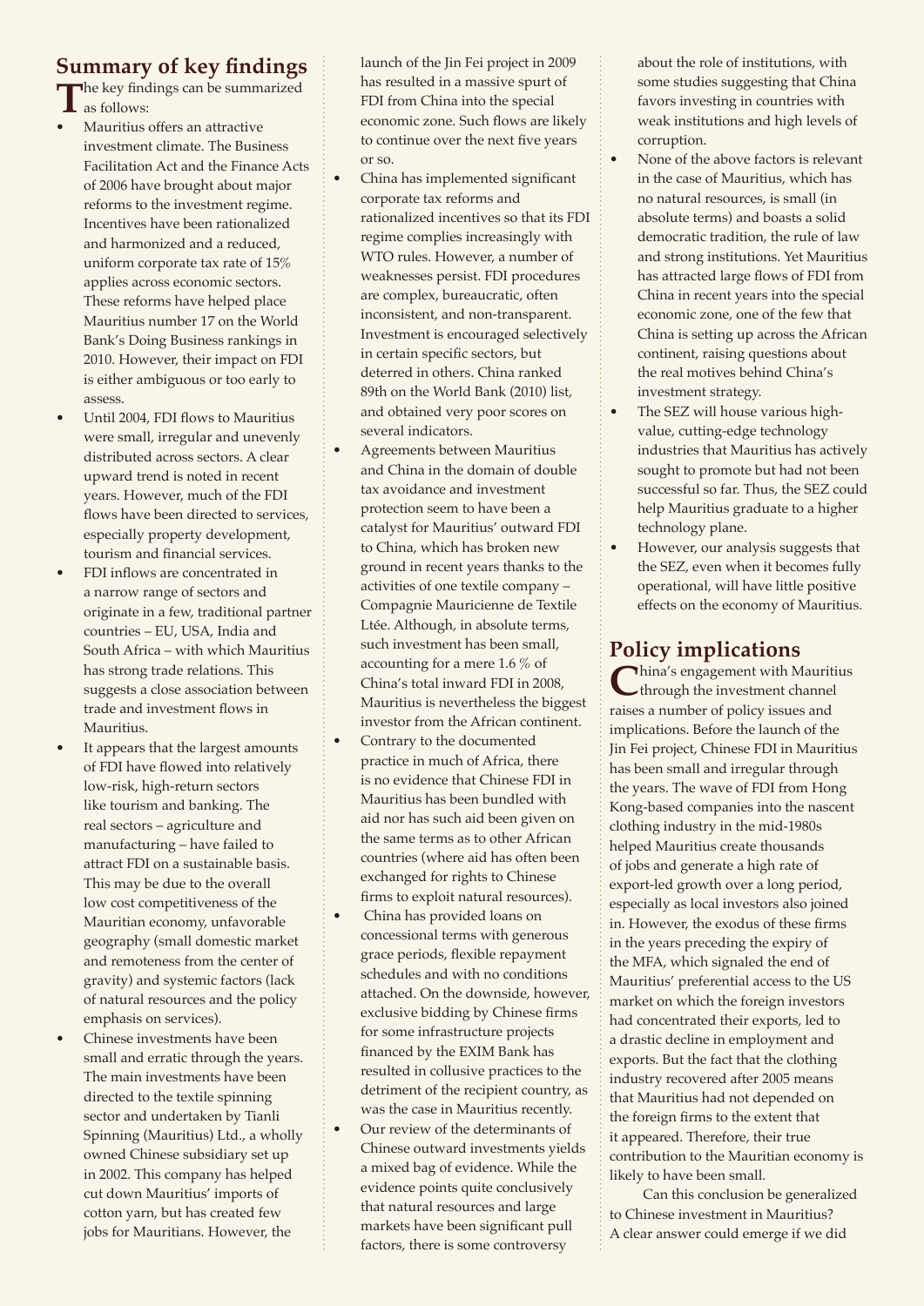## Summary of key findings

The key findings can be summarized as follows:

- Mauritius offers an attractive investment climate. The Business Facilitation Act and the Finance Acts of 2006 have brought about major reforms to the investment regime. Incentives have been rationalized and harmonized and a reduced, uniform corporate tax rate of 15% applies across economic sectors. These reforms have helped place Mauritius number 17 on the World Bank's Doing Business rankings in 2010. However, their impact on FDI is either ambiguous or too early to assess.
- Until 2004, FDI flows to Mauritius were small, irregular and unevenly distributed across sectors. A clear upward trend is noted in recent years. However, much of the FDI flows have been directed to services, especially property development, tourism and financial services.
- FDI inflows are concentrated in a narrow range of sectors and originate in a few, traditional partner countries – EU, USA, India and South Africa – with which Mauritius has strong trade relations. This suggests a close association between trade and investment flows in Mauritius.
- It appears that the largest amounts of FDI have flowed into relatively low-risk, high-return sectors like tourism and banking. The real sectors – agriculture and manufacturing – have failed to attract FDI on a sustainable basis. This may be due to the overall low cost competitiveness of the Mauritian economy, unfavorable geography (small domestic market and remoteness from the center of gravity) and systemic factors (lack of natural resources and the policy emphasis on services).
- Chinese investments have been small and erratic through the years. The main investments have been directed to the textile spinning sector and undertaken by Tianli Spinning (Mauritius) Ltd., a wholly owned Chinese subsidiary set up in 2002. This company has helped cut down Mauritius' imports of cotton yarn, but has created few jobs for Mauritians. However, the launch of the Jin Fei project in 2009 has resulted in a massive spurt of FDI from China into the special economic zone. Such flows are likely to continue over the next five years or so.
- China has implemented significant corporate tax reforms and rationalized incentives so that its FDI regime complies increasingly with WTO rules. However, a number of weaknesses persist. FDI procedures are complex, bureaucratic, often inconsistent, and non-transparent. Investment is encouraged selectively in certain specific sectors, but deterred in others. China ranked 89th on the World Bank (2010) list, and obtained very poor scores on several indicators.
- Agreements between Mauritius and China in the domain of double tax avoidance and investment protection seem to have been a catalyst for Mauritius' outward FDI to China, which has broken new ground in recent years thanks to the activities of one textile company – Compagnie Mauricienne de Textile Ltée. Although, in absolute terms, such investment has been small, accounting for a mere 1.6 % of China's total inward FDI in 2008, Mauritius is nevertheless the biggest investor from the African continent.
- Contrary to the documented practice in much of Africa, there is no evidence that Chinese FDI in Mauritius has been bundled with aid nor has such aid been given on the same terms as to other African countries (where aid has often been exchanged for rights to Chinese firms to exploit natural resources).
- China has provided loans on concessional terms with generous grace periods, flexible repayment schedules and with no conditions attached. On the downside, however, exclusive bidding by Chinese firms for some infrastructure projects financed by the EXIM Bank has resulted in collusive practices to the detriment of the recipient country, as was the case in Mauritius recently.
- Our review of the determinants of Chinese outward investments yields a mixed bag of evidence. While the evidence points quite conclusively that natural resources and large markets have been significant pull factors, there is some controversy about the role of institutions, with some studies suggesting that China favors investing in countries with weak institutions and high levels of corruption.
- None of the above factors is relevant in the case of Mauritius, which has no natural resources, is small (in absolute terms) and boasts a solid democratic tradition, the rule of law and strong institutions. Yet Mauritius has attracted large flows of FDI from China in recent years into the special economic zone, one of the few that China is setting up across the African continent, raising questions about the real motives behind China's investment strategy.
- The SEZ will house various high-value, cutting-edge technology industries that Mauritius has actively sought to promote but had not been successful so far. Thus, the SEZ could help Mauritius graduate to a higher technology plane.
- However, our analysis suggests that the SEZ, even when it becomes fully operational, will have little positive effects on the economy of Mauritius.

## Policy implications

China's engagement with Mauritius through the investment channel raises a number of policy issues and implications. Before the launch of the Jin Fei project, Chinese FDI in Mauritius has been small and irregular through the years. The wave of FDI from Hong Kong-based companies into the nascent clothing industry in the mid-1980s helped Mauritius create thousands of jobs and generate a high rate of export-led growth over a long period, especially as local investors also joined in. However, the exodus of these firms in the years preceding the expiry of the MFA, which signaled the end of Mauritius' preferential access to the US market on which the foreign investors had concentrated their exports, led to a drastic decline in employment and exports. But the fact that the clothing industry recovered after 2005 means that Mauritius had not depended on the foreign firms to the extent that it appeared. Therefore, their true contribution to the Mauritian economy is likely to have been small.

Can this conclusion be generalized to Chinese investment in Mauritius? A clear answer could emerge if we did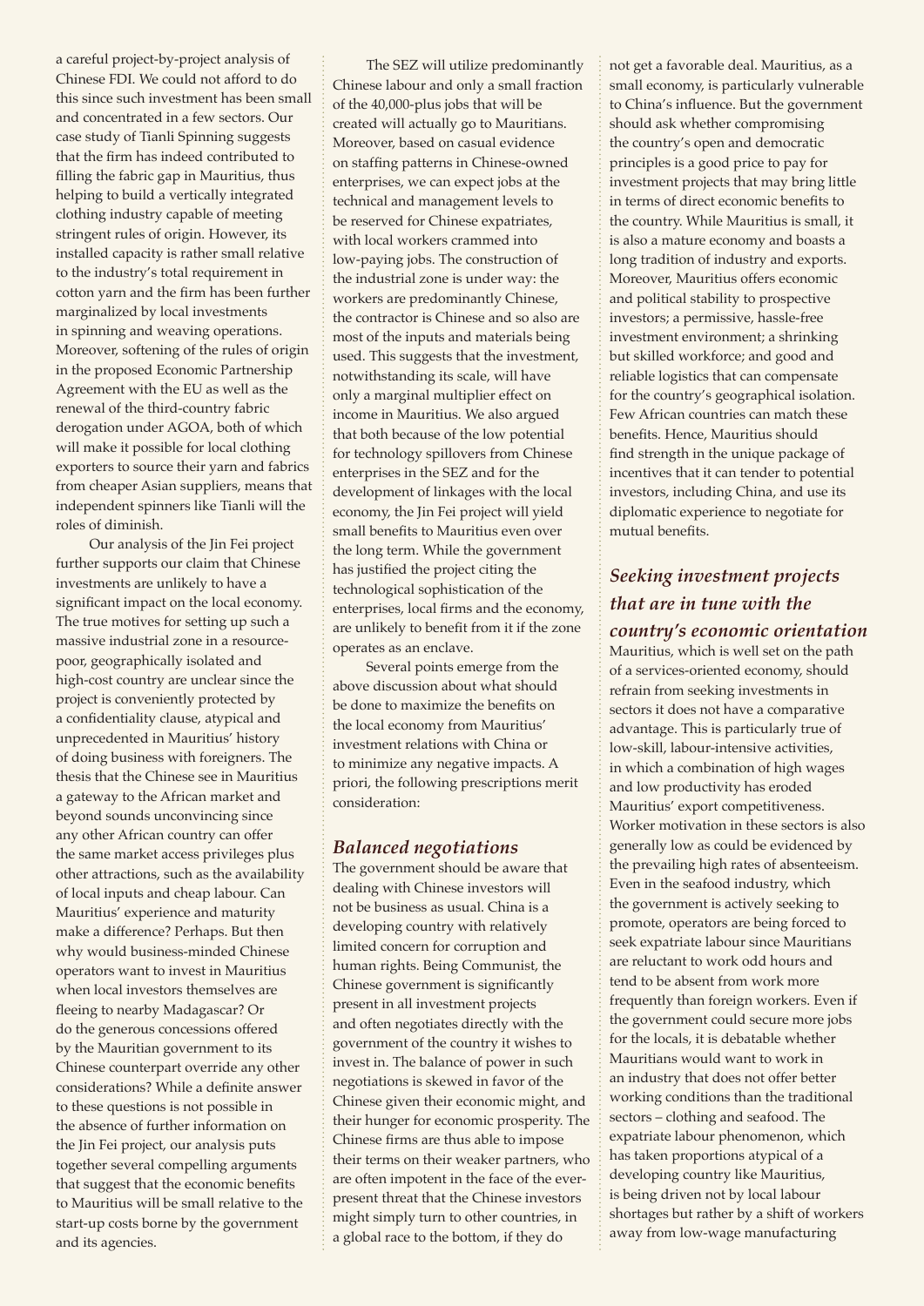a careful project-by-project analysis of Chinese FDI. We could not afford to do this since such investment has been small and concentrated in a few sectors. Our case study of Tianli Spinning suggests that the firm has indeed contributed to filling the fabric gap in Mauritius, thus helping to build a vertically integrated clothing industry capable of meeting stringent rules of origin. However, its installed capacity is rather small relative to the industry's total requirement in cotton yarn and the firm has been further marginalized by local investments in spinning and weaving operations. Moreover, softening of the rules of origin in the proposed Economic Partnership Agreement with the EU as well as the renewal of the third-country fabric derogation under AGOA, both of which will make it possible for local clothing exporters to source their yarn and fabrics from cheaper Asian suppliers, means that independent spinners like Tianli will the roles of diminish.

Our analysis of the Jin Fei project further supports our claim that Chinese investments are unlikely to have a significant impact on the local economy. The true motives for setting up such a massive industrial zone in a resource-poor, geographically isolated and high-cost country are unclear since the project is conveniently protected by a confidentiality clause, atypical and unprecedented in Mauritius' history of doing business with foreigners. The thesis that the Chinese see in Mauritius a gateway to the African market and beyond sounds unconvincing since any other African country can offer the same market access privileges plus other attractions, such as the availability of local inputs and cheap labour. Can Mauritius' experience and maturity make a difference? Perhaps. But then why would business-minded Chinese operators want to invest in Mauritius when local investors themselves are fleeing to nearby Madagascar? Or do the generous concessions offered by the Mauritian government to its Chinese counterpart override any other considerations? While a definite answer to these questions is not possible in the absence of further information on the Jin Fei project, our analysis puts together several compelling arguments that suggest that the economic benefits to Mauritius will be small relative to the start-up costs borne by the government and its agencies.

The SEZ will utilize predominantly Chinese labour and only a small fraction of the 40,000-plus jobs that will be created will actually go to Mauritians. Moreover, based on casual evidence on staffing patterns in Chinese-owned enterprises, we can expect jobs at the technical and management levels to be reserved for Chinese expatriates, with local workers crammed into low-paying jobs. The construction of the industrial zone is under way: the workers are predominantly Chinese, the contractor is Chinese and so also are most of the inputs and materials being used. This suggests that the investment, notwithstanding its scale, will have only a marginal multiplier effect on income in Mauritius. We also argued that both because of the low potential for technology spillovers from Chinese enterprises in the SEZ and for the development of linkages with the local economy, the Jin Fei project will yield small benefits to Mauritius even over the long term. While the government has justified the project citing the technological sophistication of the enterprises, local firms and the economy, are unlikely to benefit from it if the zone operates as an enclave.

Several points emerge from the above discussion about what should be done to maximize the benefits on the local economy from Mauritius' investment relations with China or to minimize any negative impacts. A priori, the following prescriptions merit consideration:

### *Balanced negotiations*

The government should be aware that dealing with Chinese investors will not be business as usual. China is a developing country with relatively limited concern for corruption and human rights. Being Communist, the Chinese government is significantly present in all investment projects and often negotiates directly with the government of the country it wishes to invest in. The balance of power in such negotiations is skewed in favor of the Chinese given their economic might, and their hunger for economic prosperity. The Chinese firms are thus able to impose their terms on their weaker partners, who are often impotent in the face of the ever-present threat that the Chinese investors might simply turn to other countries, in a global race to the bottom, if they do not get a favorable deal. Mauritius, as a small economy, is particularly vulnerable to China's influence. But the government should ask whether compromising the country's open and democratic principles is a good price to pay for investment projects that may bring little in terms of direct economic benefits to the country. While Mauritius is small, it is also a mature economy and boasts a long tradition of industry and exports. Moreover, Mauritius offers economic and political stability to prospective investors; a permissive, hassle-free investment environment; a shrinking but skilled workforce; and good and reliable logistics that can compensate for the country's geographical isolation. Few African countries can match these benefits. Hence, Mauritius should find strength in the unique package of incentives that it can tender to potential investors, including China, and use its diplomatic experience to negotiate for mutual benefits.

### *Seeking investment projects that are in tune with the country's economic orientation*

Mauritius, which is well set on the path of a services-oriented economy, should refrain from seeking investments in sectors it does not have a comparative advantage. This is particularly true of low-skill, labour-intensive activities, in which a combination of high wages and low productivity has eroded Mauritius' export competitiveness. Worker motivation in these sectors is also generally low as could be evidenced by the prevailing high rates of absenteeism. Even in the seafood industry, which the government is actively seeking to promote, operators are being forced to seek expatriate labour since Mauritians are reluctant to work odd hours and tend to be absent from work more frequently than foreign workers. Even if the government could secure more jobs for the locals, it is debatable whether Mauritians would want to work in an industry that does not offer better working conditions than the traditional sectors – clothing and seafood. The expatriate labour phenomenon, which has taken proportions atypical of a developing country like Mauritius, is being driven not by local labour shortages but rather by a shift of workers away from low-wage manufacturing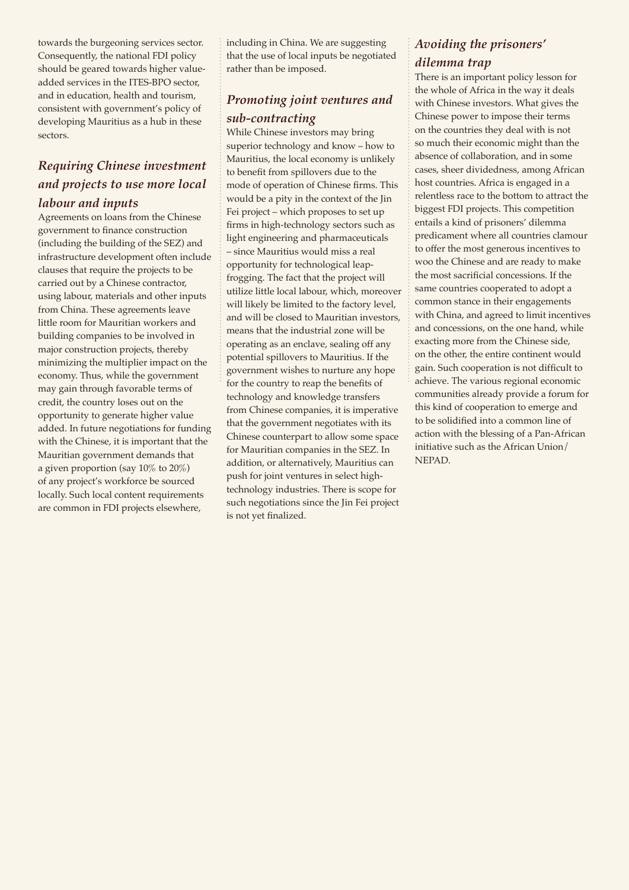towards the burgeoning services sector. Consequently, the national FDI policy should be geared towards higher value-added services in the ITES-BPO sector, and in education, health and tourism, consistent with government's policy of developing Mauritius as a hub in these sectors.

## *Requiring Chinese investment and projects to use more local labour and inputs*

Agreements on loans from the Chinese government to finance construction (including the building of the SEZ) and infrastructure development often include clauses that require the projects to be carried out by a Chinese contractor, using labour, materials and other inputs from China. These agreements leave little room for Mauritian workers and building companies to be involved in major construction projects, thereby minimizing the multiplier impact on the economy. Thus, while the government may gain through favorable terms of credit, the country loses out on the opportunity to generate higher value added. In future negotiations for funding with the Chinese, it is important that the Mauritian government demands that a given proportion (say 10% to 20%) of any project's workforce be sourced locally. Such local content requirements are common in FDI projects elsewhere, including in China. We are suggesting that the use of local inputs be negotiated rather than be imposed.

## *Promoting joint ventures and sub-contracting*

While Chinese investors may bring superior technology and know – how to Mauritius, the local economy is unlikely to benefit from spillovers due to the mode of operation of Chinese firms. This would be a pity in the context of the Jin Fei project – which proposes to set up firms in high-technology sectors such as light engineering and pharmaceuticals – since Mauritius would miss a real opportunity for technological leap-frogging. The fact that the project will utilize little local labour, which, moreover will likely be limited to the factory level, and will be closed to Mauritian investors, means that the industrial zone will be operating as an enclave, sealing off any potential spillovers to Mauritius. If the government wishes to nurture any hope for the country to reap the benefits of technology and knowledge transfers from Chinese companies, it is imperative that the government negotiates with its Chinese counterpart to allow some space for Mauritian companies in the SEZ. In addition, or alternatively, Mauritius can push for joint ventures in select high-technology industries. There is scope for such negotiations since the Jin Fei project is not yet finalized.

## *Avoiding the prisoners' dilemma trap*

There is an important policy lesson for the whole of Africa in the way it deals with Chinese investors. What gives the Chinese power to impose their terms on the countries they deal with is not so much their economic might than the absence of collaboration, and in some cases, sheer dividedness, among African host countries. Africa is engaged in a relentless race to the bottom to attract the biggest FDI projects. This competition entails a kind of prisoners' dilemma predicament where all countries clamour to offer the most generous incentives to woo the Chinese and are ready to make the most sacrificial concessions. If the same countries cooperated to adopt a common stance in their engagements with China, and agreed to limit incentives and concessions, on the one hand, while exacting more from the Chinese side, on the other, the entire continent would gain. Such cooperation is not difficult to achieve. The various regional economic communities already provide a forum for this kind of cooperation to emerge and to be solidified into a common line of action with the blessing of a Pan-African initiative such as the African Union/ NEPAD.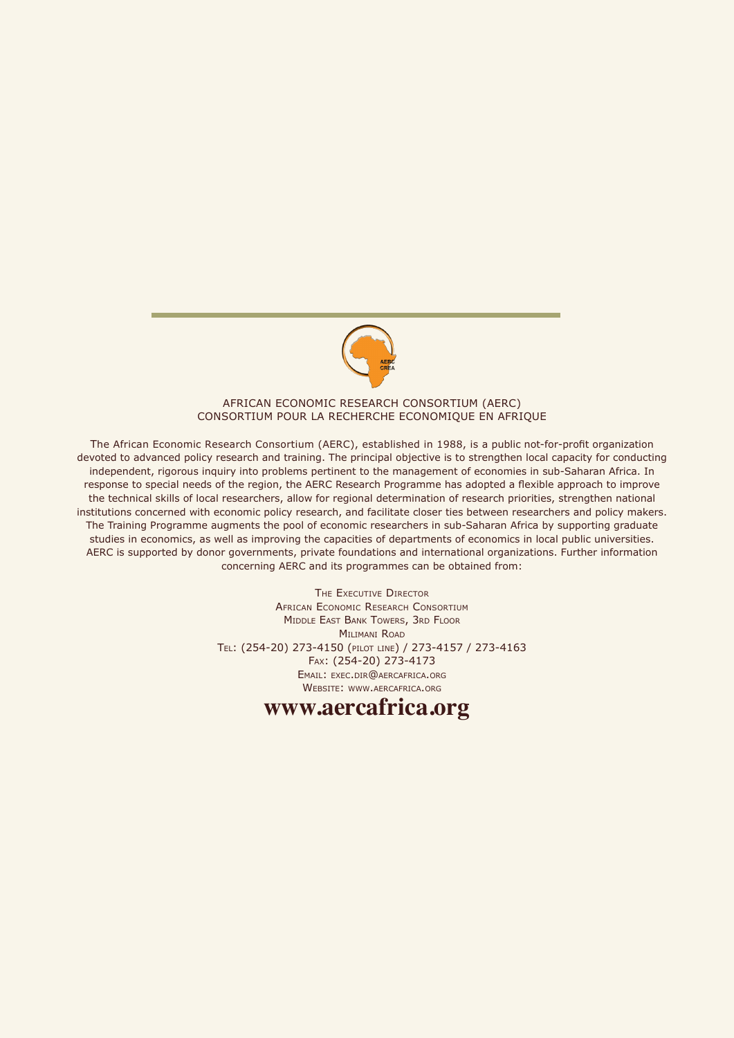AFRICAN ECONOMIC RESEARCH CONSORTIUM (AERC)
CONSORTIUM POUR LA RECHERCHE ECONOMIQUE EN AFRIQUE

The African Economic Research Consortium (AERC), established in 1988, is a public not-for-profit organization devoted to advanced policy research and training. The principal objective is to strengthen local capacity for conducting independent, rigorous inquiry into problems pertinent to the management of economies in sub-Saharan Africa. In response to special needs of the region, the AERC Research Programme has adopted a flexible approach to improve the technical skills of local researchers, allow for regional determination of research priorities, strengthen national institutions concerned with economic policy research, and facilitate closer ties between researchers and policy makers. The Training Programme augments the pool of economic researchers in sub-Saharan Africa by supporting graduate studies in economics, as well as improving the capacities of departments of economics in local public universities. AERC is supported by donor governments, private foundations and international organizations. Further information concerning AERC and its programmes can be obtained from:

The Executive Director
African Economic Research Consortium
Middle East Bank Towers, 3rd Floor
Milimani Road
Tel: (254-20) 273-4150 (pilot line) / 273-4157 / 273-4163
Fax: (254-20) 273-4173
Email: exec.dir@aercafrica.org
Website: www.aercafrica.org

**www.aercafrica.org**